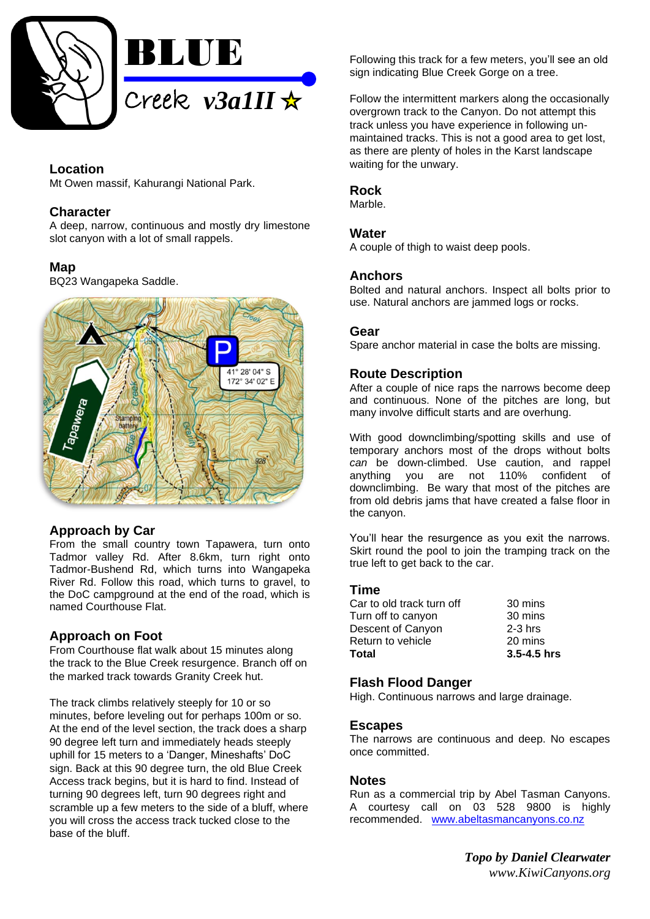# BLUE Creek v3a1II ☆

## Location
Mt Owen massif, Kahurangi National Park.

## Character
A deep, narrow, continuous and mostly dry limestone slot canyon with a lot of small rappels.

## Map
BQ23 Wangapeka Saddle.

## Approach by Car
From the small country town Tapawera, turn onto Tadmor valley Rd. After 8.6km, turn right onto Tadmor-Bushend Rd, which turns into Wangapeka River Rd. Follow this road, which turns to gravel, to the DoC campground at the end of the road, which is named Courthouse Flat.

## Approach on Foot
From Courthouse flat walk about 15 minutes along the track to the Blue Creek resurgence. Branch off on the marked track towards Granity Creek hut.

The track climbs relatively steeply for 10 or so minutes, before leveling out for perhaps 100m or so. At the end of the level section, the track does a sharp 90 degree left turn and immediately heads steeply uphill for 15 meters to a 'Danger, Mineshafts' DoC sign. Back at this 90 degree turn, the old Blue Creek Access track begins, but it is hard to find. Instead of turning 90 degrees left, turn 90 degrees right and scramble up a few meters to the side of a bluff, where you will cross the access track tucked close to the base of the bluff.

Following this track for a few meters, you'll see an old sign indicating Blue Creek Gorge on a tree.

Follow the intermittent markers along the occasionally overgrown track to the Canyon. Do not attempt this track unless you have experience in following un-maintained tracks. This is not a good area to get lost, as there are plenty of holes in the Karst landscape waiting for the unwary.

## Rock
Marble.

## Water
A couple of thigh to waist deep pools.

## Anchors
Bolted and natural anchors. Inspect all bolts prior to use. Natural anchors are jammed logs or rocks.

## Gear
Spare anchor material in case the bolts are missing.

## Route Description
After a couple of nice raps the narrows become deep and continuous. None of the pitches are long, but many involve difficult starts and are overhung.

With good downclimbing/spotting skills and use of temporary anchors most of the drops without bolts *can* be down-climbed. Use caution, and rappel anything you are not 110% confident of downclimbing. Be wary that most of the pitches are from old debris jams that have created a false floor in the canyon.

You'll hear the resurgence as you exit the narrows. Skirt round the pool to join the tramping track on the true left to get back to the car.

## Time

| | |
|---|---|
| Car to old track turn off | 30 mins |
| Turn off to canyon | 30 mins |
| Descent of Canyon | 2-3 hrs |
| Return to vehicle | 20 mins |
| **Total** | **3.5-4.5 hrs** |

## Flash Flood Danger
High. Continuous narrows and large drainage.

## Escapes
The narrows are continuous and deep. No escapes once committed.

## Notes
Run as a commercial trip by Abel Tasman Canyons. A courtesy call on 03 528 9800 is highly recommended. www.abeltasmancanyons.co.nz

*Topo by Daniel Clearwater*
*www.KiwiCanyons.org*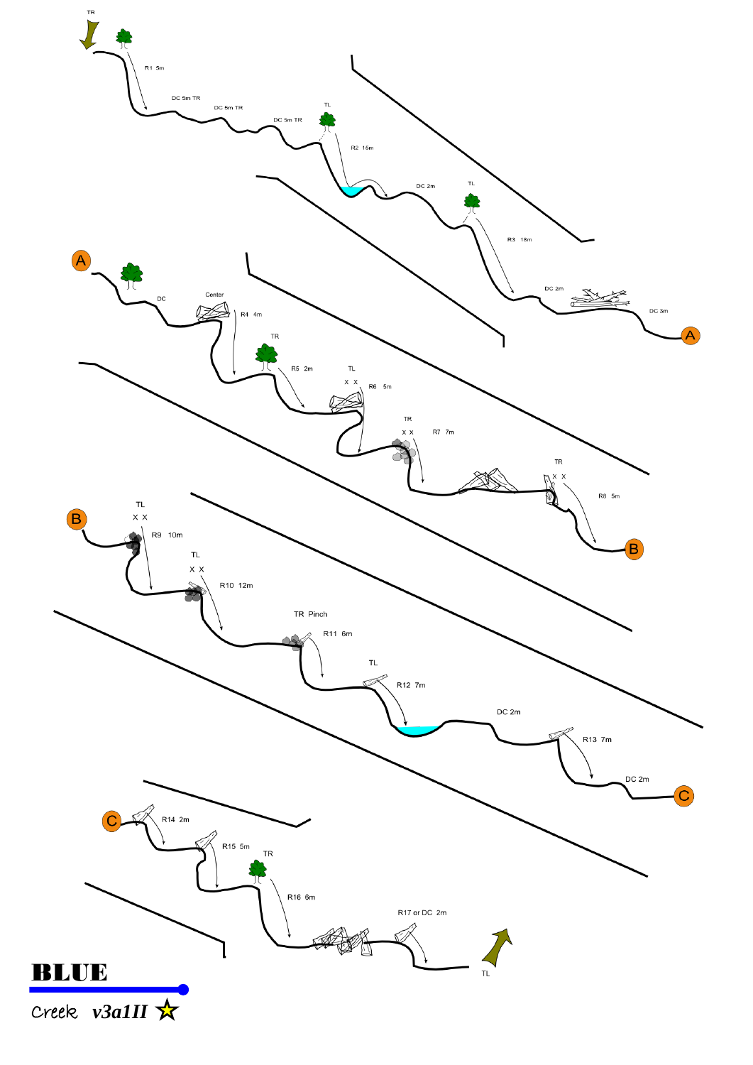TR

R1 5m

DC 5m TR

DC 5m TR

DC 5m TR

TL

R2 15m

DC 2m

TL

R3 18m

DC 2m

DC 3m

A

A

DC

Center

R4 4m

TR

R5 2m

TL

X X

R6 5m

TR

X X

R7 7m

TR

X X

R8 5m

B

B

TL

X X

R9 10m

TL

X X

R10 12m

TR Pinch

R11 6m

TL

R12 7m

DC 2m

R13 7m

DC 2m

C

C

R14 2m

R15 5m

TR

R16 6m

R17 or DC 2m

TL

# BLUE

Creek *v3a1II* ☆